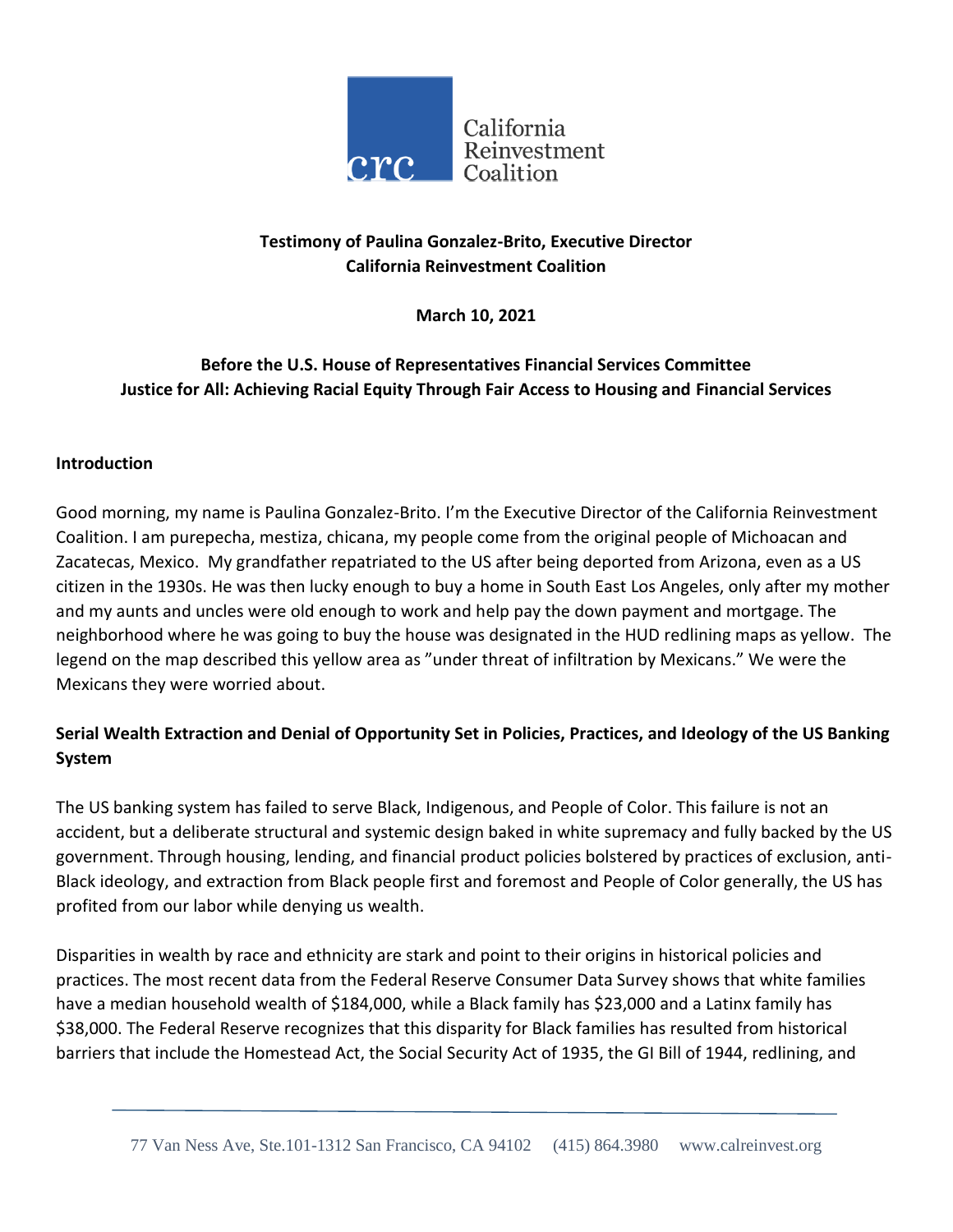California Reinvestment Coalition

**Testimony of Paulina Gonzalez-Brito, Executive Director**
**California Reinvestment Coalition**

**March 10, 2021**

**Before the U.S. House of Representatives Financial Services Committee**
**Justice for All: Achieving Racial Equity Through Fair Access to Housing and Financial Services**

## Introduction

Good morning, my name is Paulina Gonzalez-Brito. I'm the Executive Director of the California Reinvestment Coalition. I am purepecha, mestiza, chicana, my people come from the original people of Michoacan and Zacatecas, Mexico. My grandfather repatriated to the US after being deported from Arizona, even as a US citizen in the 1930s. He was then lucky enough to buy a home in South East Los Angeles, only after my mother and my aunts and uncles were old enough to work and help pay the down payment and mortgage. The neighborhood where he was going to buy the house was designated in the HUD redlining maps as yellow. The legend on the map described this yellow area as "under threat of infiltration by Mexicans." We were the Mexicans they were worried about.

## Serial Wealth Extraction and Denial of Opportunity Set in Policies, Practices, and Ideology of the US Banking System

The US banking system has failed to serve Black, Indigenous, and People of Color. This failure is not an accident, but a deliberate structural and systemic design baked in white supremacy and fully backed by the US government. Through housing, lending, and financial product policies bolstered by practices of exclusion, anti-Black ideology, and extraction from Black people first and foremost and People of Color generally, the US has profited from our labor while denying us wealth.

Disparities in wealth by race and ethnicity are stark and point to their origins in historical policies and practices. The most recent data from the Federal Reserve Consumer Data Survey shows that white families have a median household wealth of $184,000, while a Black family has $23,000 and a Latinx family has $38,000. The Federal Reserve recognizes that this disparity for Black families has resulted from historical barriers that include the Homestead Act, the Social Security Act of 1935, the GI Bill of 1944, redlining, and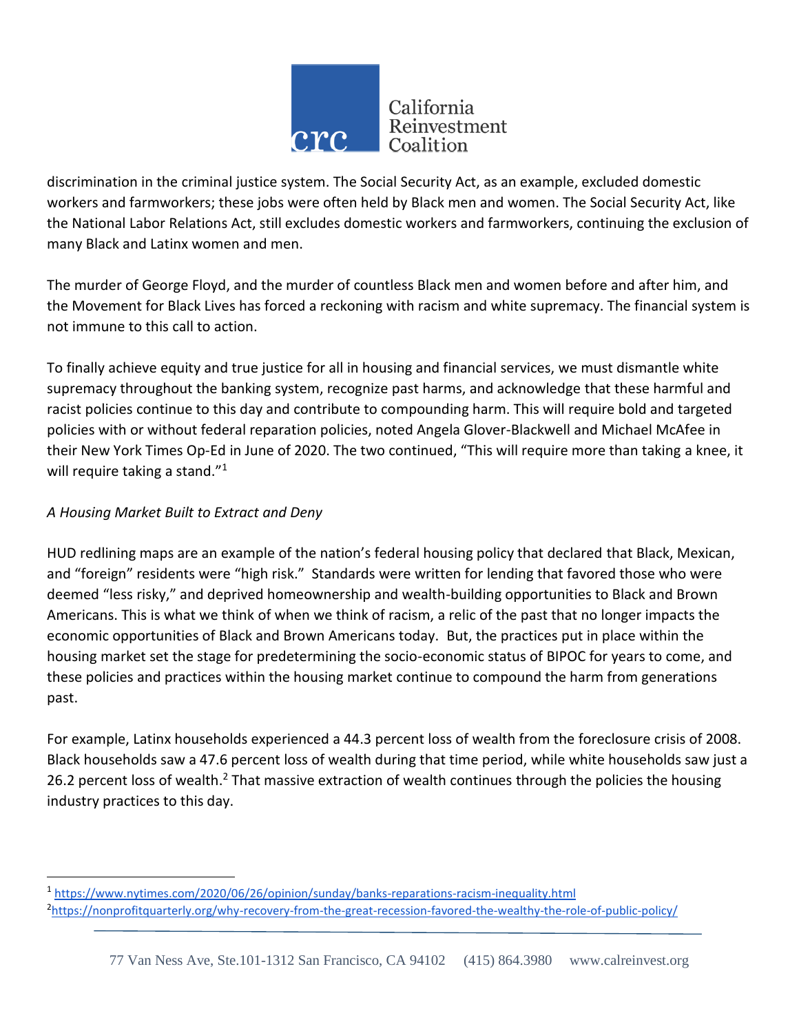discrimination in the criminal justice system. The Social Security Act, as an example, excluded domestic workers and farmworkers; these jobs were often held by Black men and women. The Social Security Act, like the National Labor Relations Act, still excludes domestic workers and farmworkers, continuing the exclusion of many Black and Latinx women and men.

The murder of George Floyd, and the murder of countless Black men and women before and after him, and the Movement for Black Lives has forced a reckoning with racism and white supremacy. The financial system is not immune to this call to action.

To finally achieve equity and true justice for all in housing and financial services, we must dismantle white supremacy throughout the banking system, recognize past harms, and acknowledge that these harmful and racist policies continue to this day and contribute to compounding harm. This will require bold and targeted policies with or without federal reparation policies, noted Angela Glover-Blackwell and Michael McAfee in their New York Times Op-Ed in June of 2020. The two continued, "This will require more than taking a knee, it will require taking a stand."[1]

*A Housing Market Built to Extract and Deny*

HUD redlining maps are an example of the nation's federal housing policy that declared that Black, Mexican, and "foreign" residents were "high risk." Standards were written for lending that favored those who were deemed "less risky," and deprived homeownership and wealth-building opportunities to Black and Brown Americans. This is what we think of when we think of racism, a relic of the past that no longer impacts the economic opportunities of Black and Brown Americans today. But, the practices put in place within the housing market set the stage for predetermining the socio-economic status of BIPOC for years to come, and these policies and practices within the housing market continue to compound the harm from generations past.

For example, Latinx households experienced a 44.3 percent loss of wealth from the foreclosure crisis of 2008. Black households saw a 47.6 percent loss of wealth during that time period, while white households saw just a 26.2 percent loss of wealth.[2] That massive extraction of wealth continues through the policies the housing industry practices to this day.

[1] https://www.nytimes.com/2020/06/26/opinion/sunday/banks-reparations-racism-inequality.html

[2] https://nonprofitquarterly.org/why-recovery-from-the-great-recession-favored-the-wealthy-the-role-of-public-policy/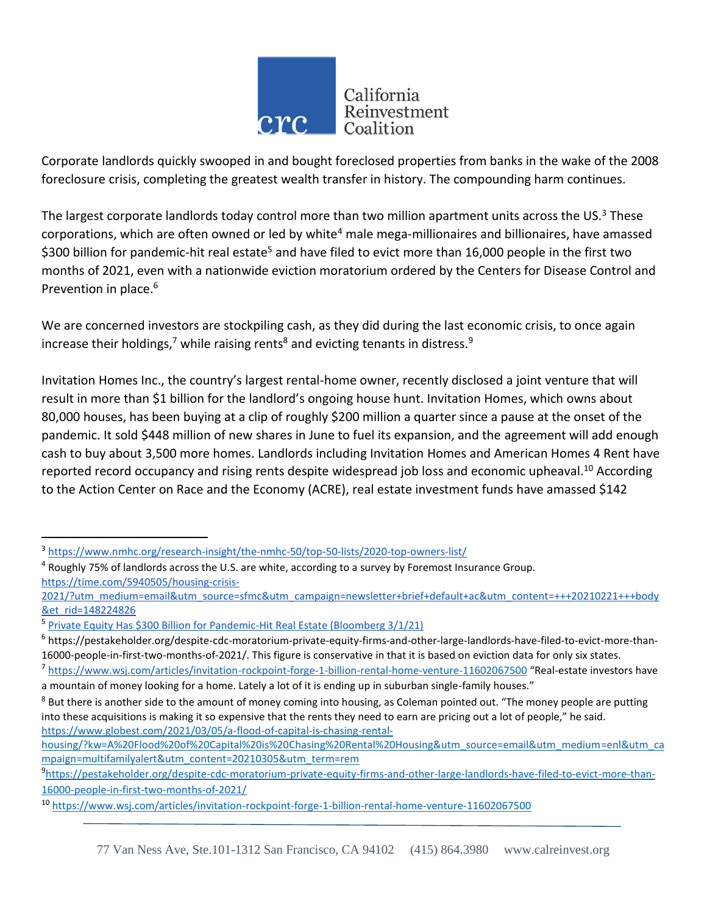Corporate landlords quickly swooped in and bought foreclosed properties from banks in the wake of the 2008 foreclosure crisis, completing the greatest wealth transfer in history. The compounding harm continues.

The largest corporate landlords today control more than two million apartment units across the US.[3] These corporations, which are often owned or led by white[4] male mega-millionaires and billionaires, have amassed $300 billion for pandemic-hit real estate[5] and have filed to evict more than 16,000 people in the first two months of 2021, even with a nationwide eviction moratorium ordered by the Centers for Disease Control and Prevention in place.[6]

We are concerned investors are stockpiling cash, as they did during the last economic crisis, to once again increase their holdings,[7] while raising rents[8] and evicting tenants in distress.[9]

Invitation Homes Inc., the country's largest rental-home owner, recently disclosed a joint venture that will result in more than $1 billion for the landlord's ongoing house hunt. Invitation Homes, which owns about 80,000 houses, has been buying at a clip of roughly $200 million a quarter since a pause at the onset of the pandemic. It sold $448 million of new shares in June to fuel its expansion, and the agreement will add enough cash to buy about 3,500 more homes. Landlords including Invitation Homes and American Homes 4 Rent have reported record occupancy and rising rents despite widespread job loss and economic upheaval.[10] According to the Action Center on Race and the Economy (ACRE), real estate investment funds have amassed $142

---

[3] https://www.nmhc.org/research-insight/the-nmhc-50/top-50-lists/2020-top-owners-list/

[4] Roughly 75% of landlords across the U.S. are white, according to a survey by Foremost Insurance Group. https://time.com/5940505/housing-crisis-2021/?utm_medium=email&utm_source=sfmc&utm_campaign=newsletter+brief+default+ac&utm_content=+++20210221+++body&et_rid=148224826

[5] Private Equity Has $300 Billion for Pandemic-Hit Real Estate (Bloomberg 3/1/21)

[6] https://pestakeholder.org/despite-cdc-moratorium-private-equity-firms-and-other-large-landlords-have-filed-to-evict-more-than-16000-people-in-first-two-months-of-2021/. This figure is conservative in that it is based on eviction data for only six states.

[7] https://www.wsj.com/articles/invitation-rockpoint-forge-1-billion-rental-home-venture-11602067500 "Real-estate investors have a mountain of money looking for a home. Lately a lot of it is ending up in suburban single-family houses."

[8] But there is another side to the amount of money coming into housing, as Coleman pointed out. "The money people are putting into these acquisitions is making it so expensive that the rents they need to earn are pricing out a lot of people," he said. https://www.globest.com/2021/03/05/a-flood-of-capital-is-chasing-rental-housing/?kw=A%20Flood%20of%20Capital%20is%20Chasing%20Rental%20Housing&utm_source=email&utm_medium=enl&utm_campaign=multifamilyalert&utm_content=20210305&utm_term=rem

[9] https://pestakeholder.org/despite-cdc-moratorium-private-equity-firms-and-other-large-landlords-have-filed-to-evict-more-than-16000-people-in-first-two-months-of-2021/

[10] https://www.wsj.com/articles/invitation-rockpoint-forge-1-billion-rental-home-venture-11602067500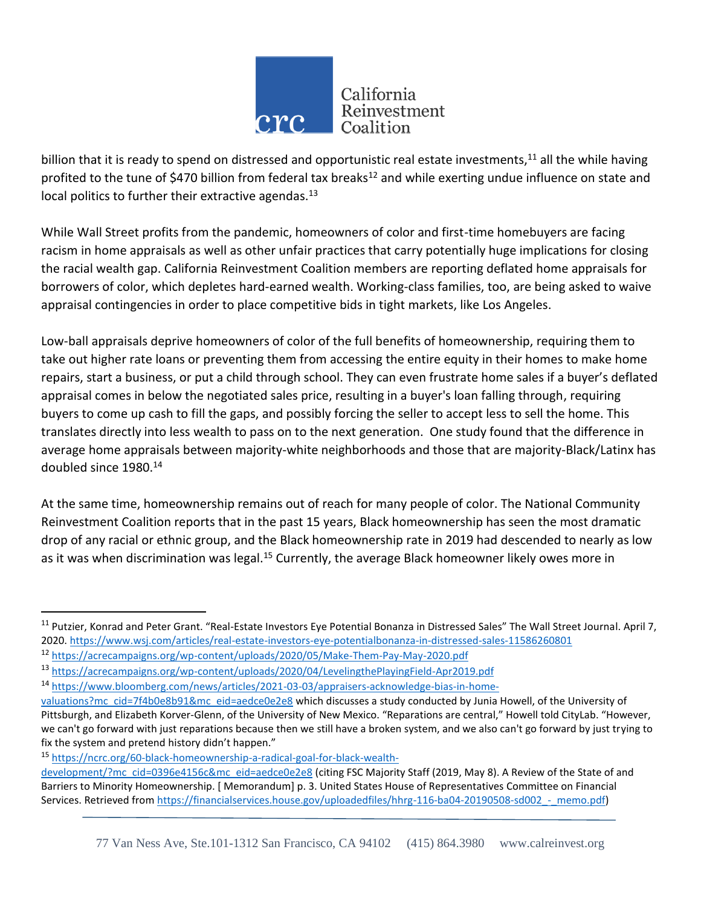billion that it is ready to spend on distressed and opportunistic real estate investments,[11] all the while having profited to the tune of $470 billion from federal tax breaks[12] and while exerting undue influence on state and local politics to further their extractive agendas.[13]

While Wall Street profits from the pandemic, homeowners of color and first-time homebuyers are facing racism in home appraisals as well as other unfair practices that carry potentially huge implications for closing the racial wealth gap. California Reinvestment Coalition members are reporting deflated home appraisals for borrowers of color, which depletes hard-earned wealth. Working-class families, too, are being asked to waive appraisal contingencies in order to place competitive bids in tight markets, like Los Angeles.

Low-ball appraisals deprive homeowners of color of the full benefits of homeownership, requiring them to take out higher rate loans or preventing them from accessing the entire equity in their homes to make home repairs, start a business, or put a child through school. They can even frustrate home sales if a buyer's deflated appraisal comes in below the negotiated sales price, resulting in a buyer's loan falling through, requiring buyers to come up cash to fill the gaps, and possibly forcing the seller to accept less to sell the home. This translates directly into less wealth to pass on to the next generation. One study found that the difference in average home appraisals between majority-white neighborhoods and those that are majority-Black/Latinx has doubled since 1980.[14]

At the same time, homeownership remains out of reach for many people of color. The National Community Reinvestment Coalition reports that in the past 15 years, Black homeownership has seen the most dramatic drop of any racial or ethnic group, and the Black homeownership rate in 2019 had descended to nearly as low as it was when discrimination was legal.[15] Currently, the average Black homeowner likely owes more in

---

[11] Putzier, Konrad and Peter Grant. "Real-Estate Investors Eye Potential Bonanza in Distressed Sales" The Wall Street Journal. April 7, 2020. https://www.wsj.com/articles/real-estate-investors-eye-potentialbonanza-in-distressed-sales-11586260801

[12] https://acrecampaigns.org/wp-content/uploads/2020/05/Make-Them-Pay-May-2020.pdf

[13] https://acrecampaigns.org/wp-content/uploads/2020/04/LevelingthePlayingField-Apr2019.pdf

[14] https://www.bloomberg.com/news/articles/2021-03-03/appraisers-acknowledge-bias-in-home-valuations?mc_cid=7f4b0e8b91&mc_eid=aedce0e2e8 which discusses a study conducted by Junia Howell, of the University of Pittsburgh, and Elizabeth Korver-Glenn, of the University of New Mexico. "Reparations are central," Howell told CityLab. "However, we can't go forward with just reparations because then we still have a broken system, and we also can't go forward by just trying to fix the system and pretend history didn't happen."

[15] https://ncrc.org/60-black-homeownership-a-radical-goal-for-black-wealth-development/?mc_cid=0396e4156c&mc_eid=aedce0e2e8 (citing FSC Majority Staff (2019, May 8). A Review of the State of and Barriers to Minority Homeownership. [ Memorandum] p. 3. United States House of Representatives Committee on Financial Services. Retrieved from https://financialservices.house.gov/uploadedfiles/hhrg-116-ba04-20190508-sd002_-_memo.pdf)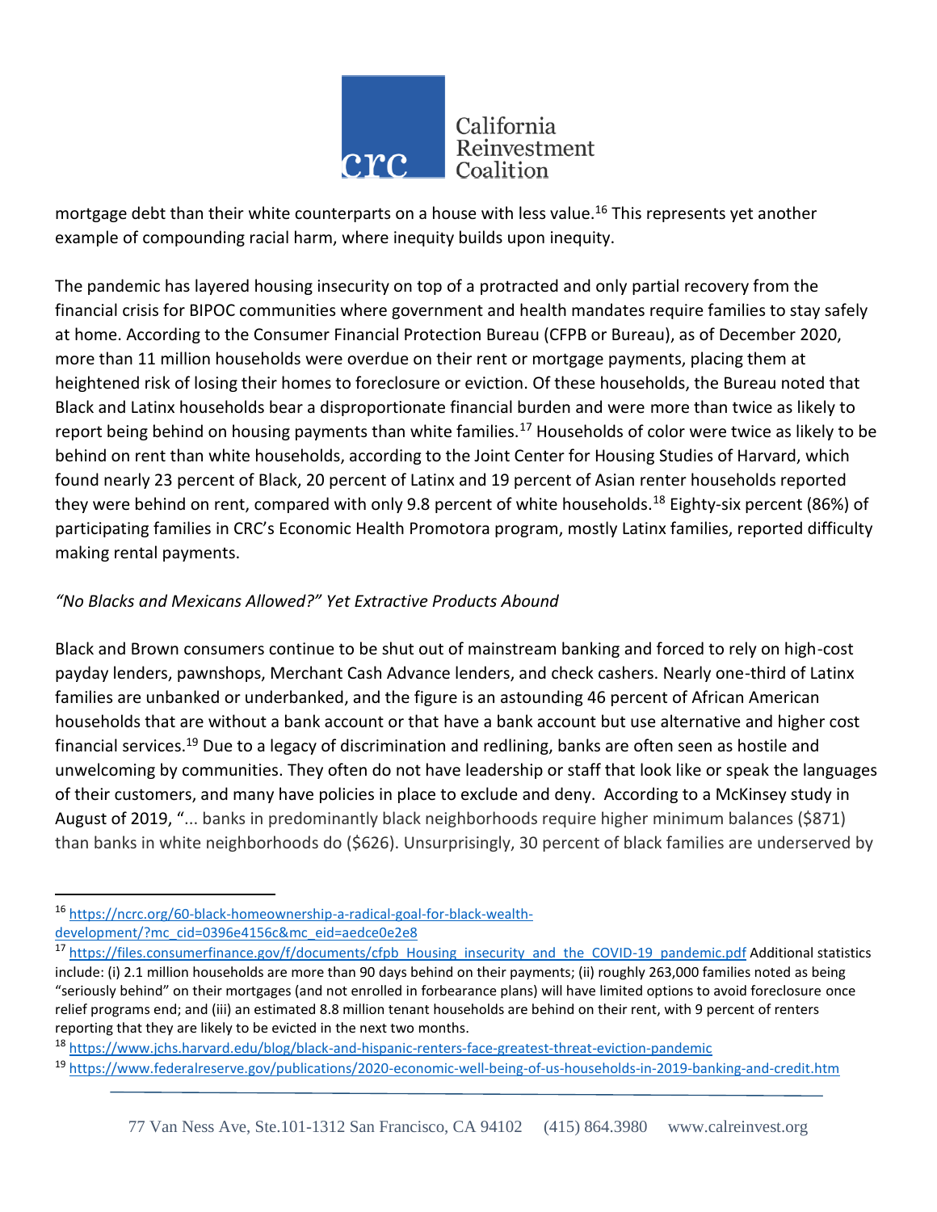mortgage debt than their white counterparts on a house with less value.[16] This represents yet another example of compounding racial harm, where inequity builds upon inequity.

The pandemic has layered housing insecurity on top of a protracted and only partial recovery from the financial crisis for BIPOC communities where government and health mandates require families to stay safely at home. According to the Consumer Financial Protection Bureau (CFPB or Bureau), as of December 2020, more than 11 million households were overdue on their rent or mortgage payments, placing them at heightened risk of losing their homes to foreclosure or eviction. Of these households, the Bureau noted that Black and Latinx households bear a disproportionate financial burden and were more than twice as likely to report being behind on housing payments than white families.[17] Households of color were twice as likely to be behind on rent than white households, according to the Joint Center for Housing Studies of Harvard, which found nearly 23 percent of Black, 20 percent of Latinx and 19 percent of Asian renter households reported they were behind on rent, compared with only 9.8 percent of white households.[18] Eighty-six percent (86%) of participating families in CRC's Economic Health Promotora program, mostly Latinx families, reported difficulty making rental payments.

*"No Blacks and Mexicans Allowed?" Yet Extractive Products Abound*

Black and Brown consumers continue to be shut out of mainstream banking and forced to rely on high-cost payday lenders, pawnshops, Merchant Cash Advance lenders, and check cashers. Nearly one-third of Latinx families are unbanked or underbanked, and the figure is an astounding 46 percent of African American households that are without a bank account or that have a bank account but use alternative and higher cost financial services.[19] Due to a legacy of discrimination and redlining, banks are often seen as hostile and unwelcoming by communities. They often do not have leadership or staff that look like or speak the languages of their customers, and many have policies in place to exclude and deny. According to a McKinsey study in August of 2019, "... banks in predominantly black neighborhoods require higher minimum balances ($871) than banks in white neighborhoods do ($626). Unsurprisingly, 30 percent of black families are underserved by

---

[16] https://ncrc.org/60-black-homeownership-a-radical-goal-for-black-wealth-development/?mc_cid=0396e4156c&mc_eid=aedce0e2e8

[17] https://files.consumerfinance.gov/f/documents/cfpb_Housing_insecurity_and_the_COVID-19_pandemic.pdf Additional statistics include: (i) 2.1 million households are more than 90 days behind on their payments; (ii) roughly 263,000 families noted as being "seriously behind" on their mortgages (and not enrolled in forbearance plans) will have limited options to avoid foreclosure once relief programs end; and (iii) an estimated 8.8 million tenant households are behind on their rent, with 9 percent of renters reporting that they are likely to be evicted in the next two months.

[18] https://www.jchs.harvard.edu/blog/black-and-hispanic-renters-face-greatest-threat-eviction-pandemic

[19] https://www.federalreserve.gov/publications/2020-economic-well-being-of-us-households-in-2019-banking-and-credit.htm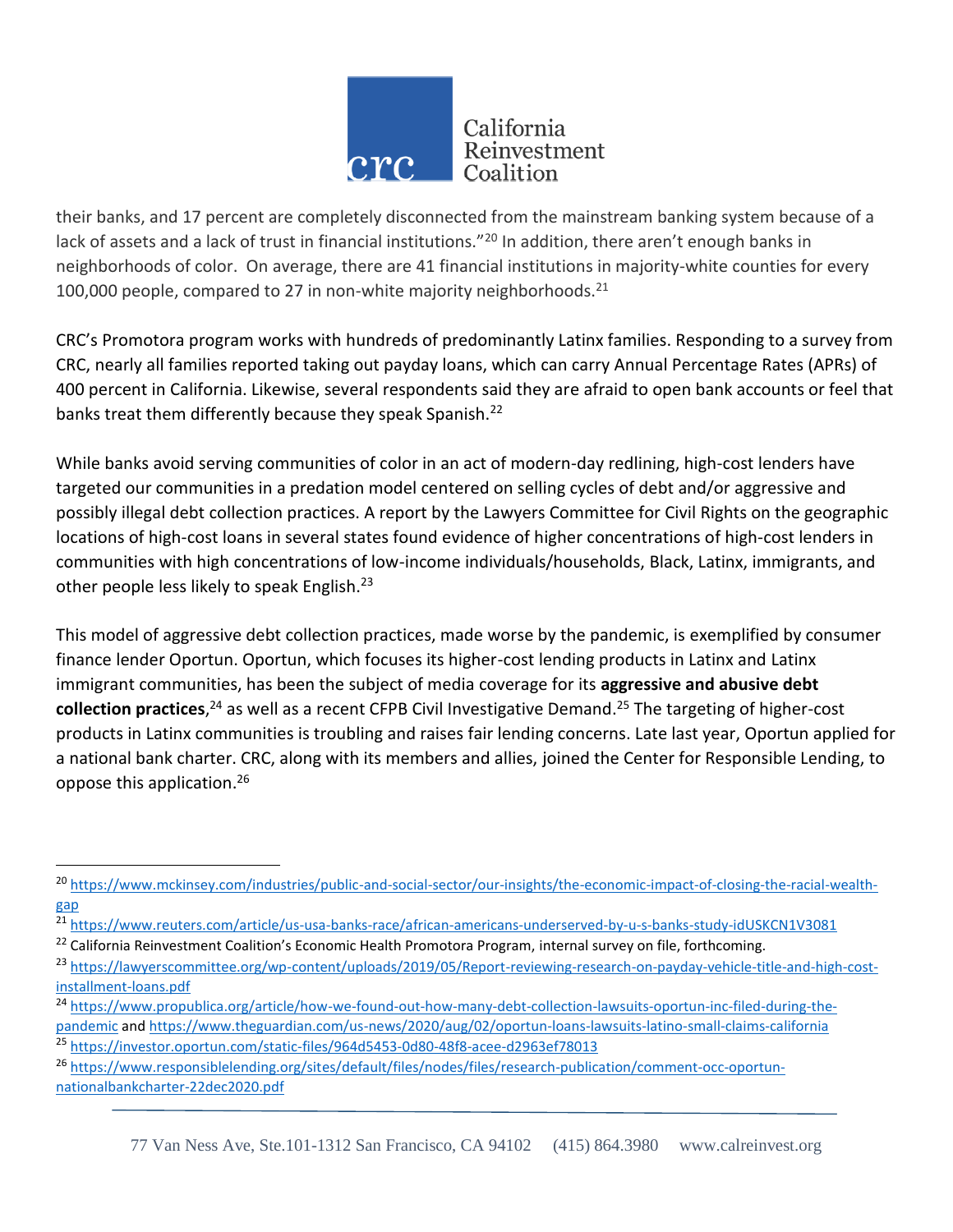their banks, and 17 percent are completely disconnected from the mainstream banking system because of a lack of assets and a lack of trust in financial institutions."[20] In addition, there aren't enough banks in neighborhoods of color. On average, there are 41 financial institutions in majority-white counties for every 100,000 people, compared to 27 in non-white majority neighborhoods.[21]

CRC's Promotora program works with hundreds of predominantly Latinx families. Responding to a survey from CRC, nearly all families reported taking out payday loans, which can carry Annual Percentage Rates (APRs) of 400 percent in California. Likewise, several respondents said they are afraid to open bank accounts or feel that banks treat them differently because they speak Spanish.[22]

While banks avoid serving communities of color in an act of modern-day redlining, high-cost lenders have targeted our communities in a predation model centered on selling cycles of debt and/or aggressive and possibly illegal debt collection practices. A report by the Lawyers Committee for Civil Rights on the geographic locations of high-cost loans in several states found evidence of higher concentrations of high-cost lenders in communities with high concentrations of low-income individuals/households, Black, Latinx, immigrants, and other people less likely to speak English.[23]

This model of aggressive debt collection practices, made worse by the pandemic, is exemplified by consumer finance lender Oportun. Oportun, which focuses its higher-cost lending products in Latinx and Latinx immigrant communities, has been the subject of media coverage for its **aggressive and abusive debt collection practices**,[24] as well as a recent CFPB Civil Investigative Demand.[25] The targeting of higher-cost products in Latinx communities is troubling and raises fair lending concerns. Late last year, Oportun applied for a national bank charter. CRC, along with its members and allies, joined the Center for Responsible Lending, to oppose this application.[26]

---

[20] https://www.mckinsey.com/industries/public-and-social-sector/our-insights/the-economic-impact-of-closing-the-racial-wealth-gap

[21] https://www.reuters.com/article/us-usa-banks-race/african-americans-underserved-by-u-s-banks-study-idUSKCN1V3081

[22] California Reinvestment Coalition's Economic Health Promotora Program, internal survey on file, forthcoming.

[23] https://lawyerscommittee.org/wp-content/uploads/2019/05/Report-reviewing-research-on-payday-vehicle-title-and-high-cost-installment-loans.pdf

[24] https://www.propublica.org/article/how-we-found-out-how-many-debt-collection-lawsuits-oportun-inc-filed-during-the-pandemic and https://www.theguardian.com/us-news/2020/aug/02/oportun-loans-lawsuits-latino-small-claims-california

[25] https://investor.oportun.com/static-files/964d5453-0d80-48f8-acee-d2963ef78013

[26] https://www.responsiblelending.org/sites/default/files/nodes/files/research-publication/comment-occ-oportun-nationalbankcharter-22dec2020.pdf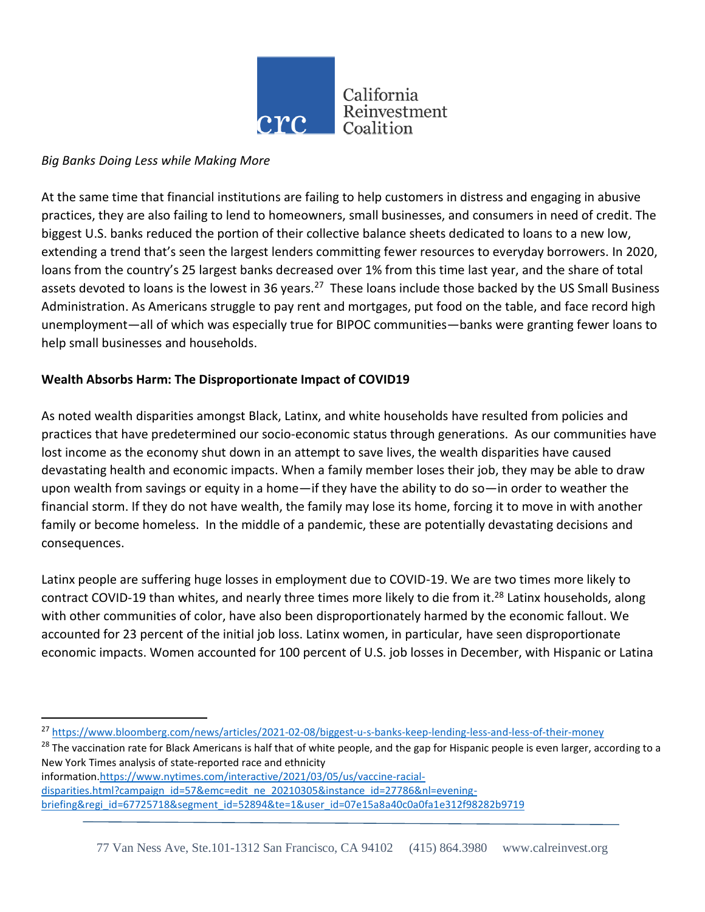*Big Banks Doing Less while Making More*

At the same time that financial institutions are failing to help customers in distress and engaging in abusive practices, they are also failing to lend to homeowners, small businesses, and consumers in need of credit. The biggest U.S. banks reduced the portion of their collective balance sheets dedicated to loans to a new low, extending a trend that's seen the largest lenders committing fewer resources to everyday borrowers. In 2020, loans from the country's 25 largest banks decreased over 1% from this time last year, and the share of total assets devoted to loans is the lowest in 36 years.[27] These loans include those backed by the US Small Business Administration. As Americans struggle to pay rent and mortgages, put food on the table, and face record high unemployment—all of which was especially true for BIPOC communities—banks were granting fewer loans to help small businesses and households.

**Wealth Absorbs Harm: The Disproportionate Impact of COVID19**

As noted wealth disparities amongst Black, Latinx, and white households have resulted from policies and practices that have predetermined our socio-economic status through generations. As our communities have lost income as the economy shut down in an attempt to save lives, the wealth disparities have caused devastating health and economic impacts. When a family member loses their job, they may be able to draw upon wealth from savings or equity in a home—if they have the ability to do so—in order to weather the financial storm. If they do not have wealth, the family may lose its home, forcing it to move in with another family or become homeless. In the middle of a pandemic, these are potentially devastating decisions and consequences.

Latinx people are suffering huge losses in employment due to COVID-19. We are two times more likely to contract COVID-19 than whites, and nearly three times more likely to die from it.[28] Latinx households, along with other communities of color, have also been disproportionately harmed by the economic fallout. We accounted for 23 percent of the initial job loss. Latinx women, in particular, have seen disproportionate economic impacts. Women accounted for 100 percent of U.S. job losses in December, with Hispanic or Latina

---

[27] https://www.bloomberg.com/news/articles/2021-02-08/biggest-u-s-banks-keep-lending-less-and-less-of-their-money

[28] The vaccination rate for Black Americans is half that of white people, and the gap for Hispanic people is even larger, according to a New York Times analysis of state-reported race and ethnicity information.https://www.nytimes.com/interactive/2021/03/05/us/vaccine-racial-disparities.html?campaign_id=57&emc=edit_ne_20210305&instance_id=27786&nl=evening-briefing&regi_id=67725718&segment_id=52894&te=1&user_id=07e15a8a40c0a0fa1e312f98282b9719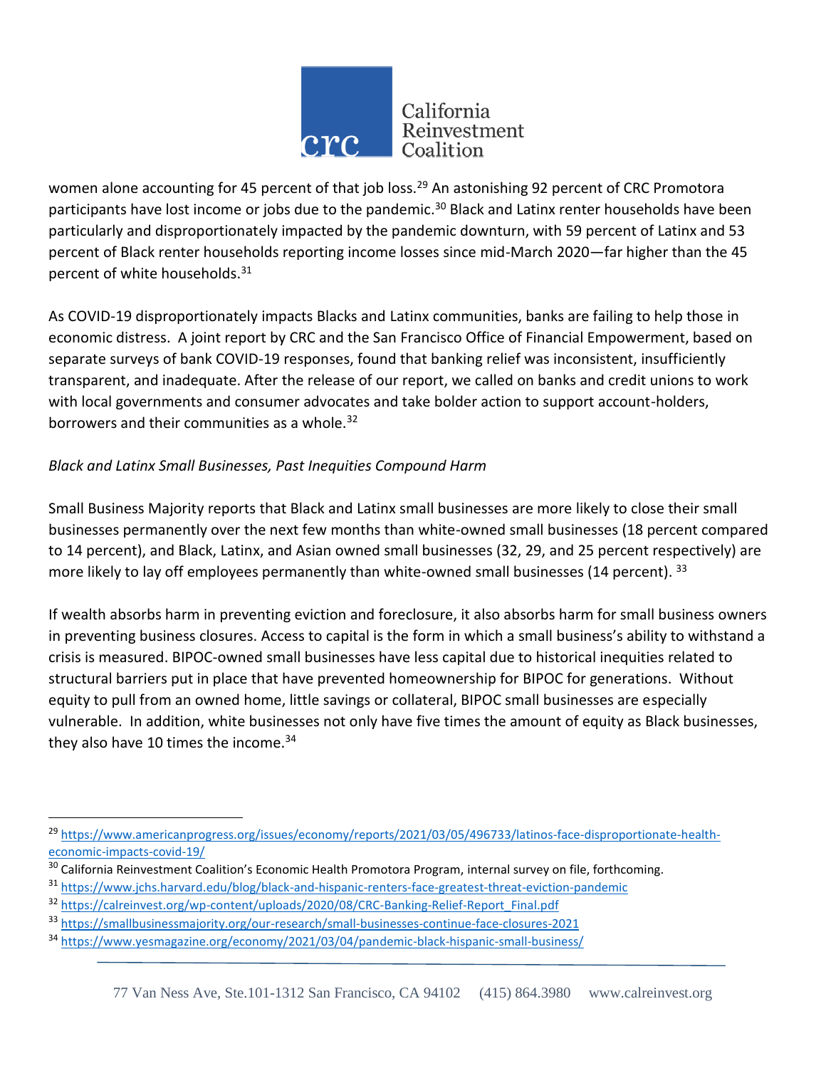women alone accounting for 45 percent of that job loss.[29] An astonishing 92 percent of CRC Promotora participants have lost income or jobs due to the pandemic.[30] Black and Latinx renter households have been particularly and disproportionately impacted by the pandemic downturn, with 59 percent of Latinx and 53 percent of Black renter households reporting income losses since mid-March 2020—far higher than the 45 percent of white households.[31]

As COVID-19 disproportionately impacts Blacks and Latinx communities, banks are failing to help those in economic distress. A joint report by CRC and the San Francisco Office of Financial Empowerment, based on separate surveys of bank COVID-19 responses, found that banking relief was inconsistent, insufficiently transparent, and inadequate. After the release of our report, we called on banks and credit unions to work with local governments and consumer advocates and take bolder action to support account-holders, borrowers and their communities as a whole.[32]

*Black and Latinx Small Businesses, Past Inequities Compound Harm*

Small Business Majority reports that Black and Latinx small businesses are more likely to close their small businesses permanently over the next few months than white-owned small businesses (18 percent compared to 14 percent), and Black, Latinx, and Asian owned small businesses (32, 29, and 25 percent respectively) are more likely to lay off employees permanently than white-owned small businesses (14 percent). [33]

If wealth absorbs harm in preventing eviction and foreclosure, it also absorbs harm for small business owners in preventing business closures. Access to capital is the form in which a small business's ability to withstand a crisis is measured. BIPOC-owned small businesses have less capital due to historical inequities related to structural barriers put in place that have prevented homeownership for BIPOC for generations. Without equity to pull from an owned home, little savings or collateral, BIPOC small businesses are especially vulnerable. In addition, white businesses not only have five times the amount of equity as Black businesses, they also have 10 times the income.[34]

---

[29] https://www.americanprogress.org/issues/economy/reports/2021/03/05/496733/latinos-face-disproportionate-health-economic-impacts-covid-19/

[30] California Reinvestment Coalition's Economic Health Promotora Program, internal survey on file, forthcoming.

[31] https://www.jchs.harvard.edu/blog/black-and-hispanic-renters-face-greatest-threat-eviction-pandemic

[32] https://calreinvest.org/wp-content/uploads/2020/08/CRC-Banking-Relief-Report_Final.pdf

[33] https://smallbusinessmajority.org/our-research/small-businesses-continue-face-closures-2021

[34] https://www.yesmagazine.org/economy/2021/03/04/pandemic-black-hispanic-small-business/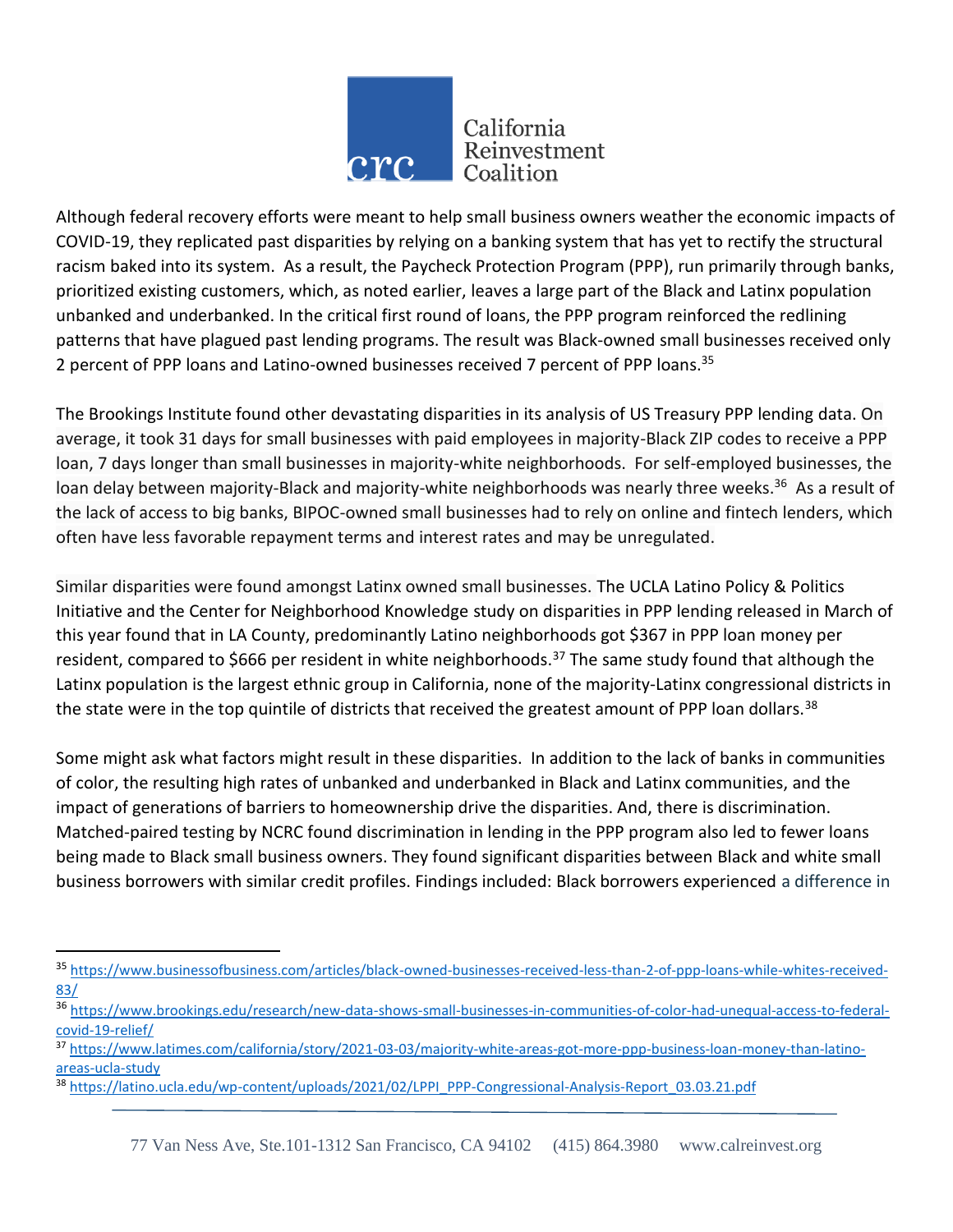Although federal recovery efforts were meant to help small business owners weather the economic impacts of COVID-19, they replicated past disparities by relying on a banking system that has yet to rectify the structural racism baked into its system. As a result, the Paycheck Protection Program (PPP), run primarily through banks, prioritized existing customers, which, as noted earlier, leaves a large part of the Black and Latinx population unbanked and underbanked. In the critical first round of loans, the PPP program reinforced the redlining patterns that have plagued past lending programs. The result was Black-owned small businesses received only 2 percent of PPP loans and Latino-owned businesses received 7 percent of PPP loans.[35]

The Brookings Institute found other devastating disparities in its analysis of US Treasury PPP lending data. On average, it took 31 days for small businesses with paid employees in majority-Black ZIP codes to receive a PPP loan, 7 days longer than small businesses in majority-white neighborhoods. For self-employed businesses, the loan delay between majority-Black and majority-white neighborhoods was nearly three weeks.[36] As a result of the lack of access to big banks, BIPOC-owned small businesses had to rely on online and fintech lenders, which often have less favorable repayment terms and interest rates and may be unregulated.

Similar disparities were found amongst Latinx owned small businesses. The UCLA Latino Policy & Politics Initiative and the Center for Neighborhood Knowledge study on disparities in PPP lending released in March of this year found that in LA County, predominantly Latino neighborhoods got $367 in PPP loan money per resident, compared to $666 per resident in white neighborhoods.[37] The same study found that although the Latinx population is the largest ethnic group in California, none of the majority-Latinx congressional districts in the state were in the top quintile of districts that received the greatest amount of PPP loan dollars.[38]

Some might ask what factors might result in these disparities. In addition to the lack of banks in communities of color, the resulting high rates of unbanked and underbanked in Black and Latinx communities, and the impact of generations of barriers to homeownership drive the disparities. And, there is discrimination. Matched-paired testing by NCRC found discrimination in lending in the PPP program also led to fewer loans being made to Black small business owners. They found significant disparities between Black and white small business borrowers with similar credit profiles. Findings included: Black borrowers experienced a difference in

---

[35] https://www.businessofbusiness.com/articles/black-owned-businesses-received-less-than-2-of-ppp-loans-while-whites-received-83/

[36] https://www.brookings.edu/research/new-data-shows-small-businesses-in-communities-of-color-had-unequal-access-to-federal-covid-19-relief/

[37] https://www.latimes.com/california/story/2021-03-03/majority-white-areas-got-more-ppp-business-loan-money-than-latino-areas-ucla-study

[38] https://latino.ucla.edu/wp-content/uploads/2021/02/LPPI_PPP-Congressional-Analysis-Report_03.03.21.pdf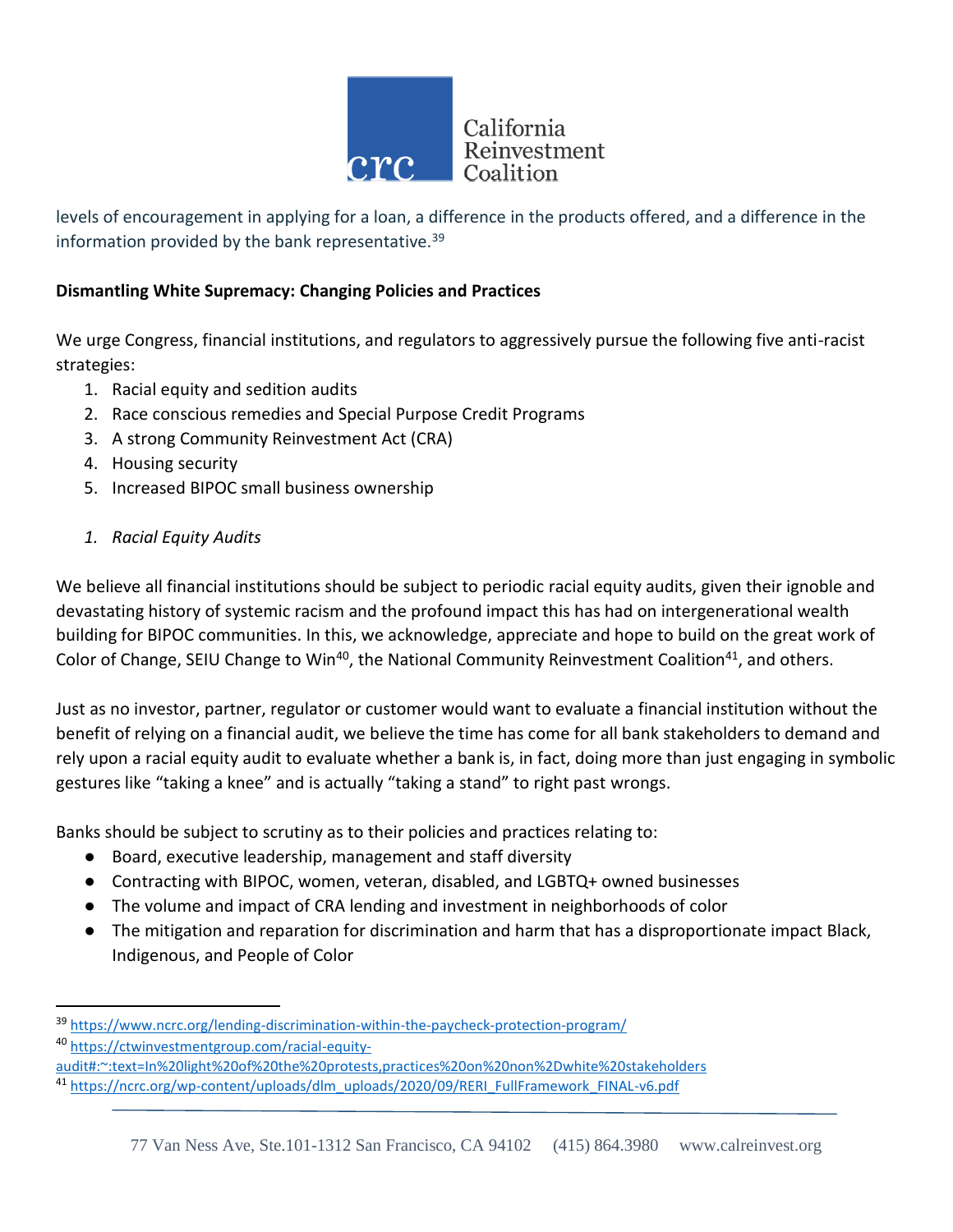levels of encouragement in applying for a loan, a difference in the products offered, and a difference in the information provided by the bank representative.[39]

**Dismantling White Supremacy: Changing Policies and Practices**

We urge Congress, financial institutions, and regulators to aggressively pursue the following five anti-racist strategies:

1. Racial equity and sedition audits
2. Race conscious remedies and Special Purpose Credit Programs
3. A strong Community Reinvestment Act (CRA)
4. Housing security
5. Increased BIPOC small business ownership

*1. Racial Equity Audits*

We believe all financial institutions should be subject to periodic racial equity audits, given their ignoble and devastating history of systemic racism and the profound impact this has had on intergenerational wealth building for BIPOC communities. In this, we acknowledge, appreciate and hope to build on the great work of Color of Change, SEIU Change to Win[40], the National Community Reinvestment Coalition[41], and others.

Just as no investor, partner, regulator or customer would want to evaluate a financial institution without the benefit of relying on a financial audit, we believe the time has come for all bank stakeholders to demand and rely upon a racial equity audit to evaluate whether a bank is, in fact, doing more than just engaging in symbolic gestures like "taking a knee" and is actually "taking a stand" to right past wrongs.

Banks should be subject to scrutiny as to their policies and practices relating to:

- Board, executive leadership, management and staff diversity
- Contracting with BIPOC, women, veteran, disabled, and LGBTQ+ owned businesses
- The volume and impact of CRA lending and investment in neighborhoods of color
- The mitigation and reparation for discrimination and harm that has a disproportionate impact Black, Indigenous, and People of Color

---

[39] https://www.ncrc.org/lending-discrimination-within-the-paycheck-protection-program/

[40] https://ctwinvestmentgroup.com/racial-equity-audit#:~:text=In%20light%20of%20the%20protests,practices%20on%20non%2Dwhite%20stakeholders

[41] https://ncrc.org/wp-content/uploads/dlm_uploads/2020/09/RERI_FullFramework_FINAL-v6.pdf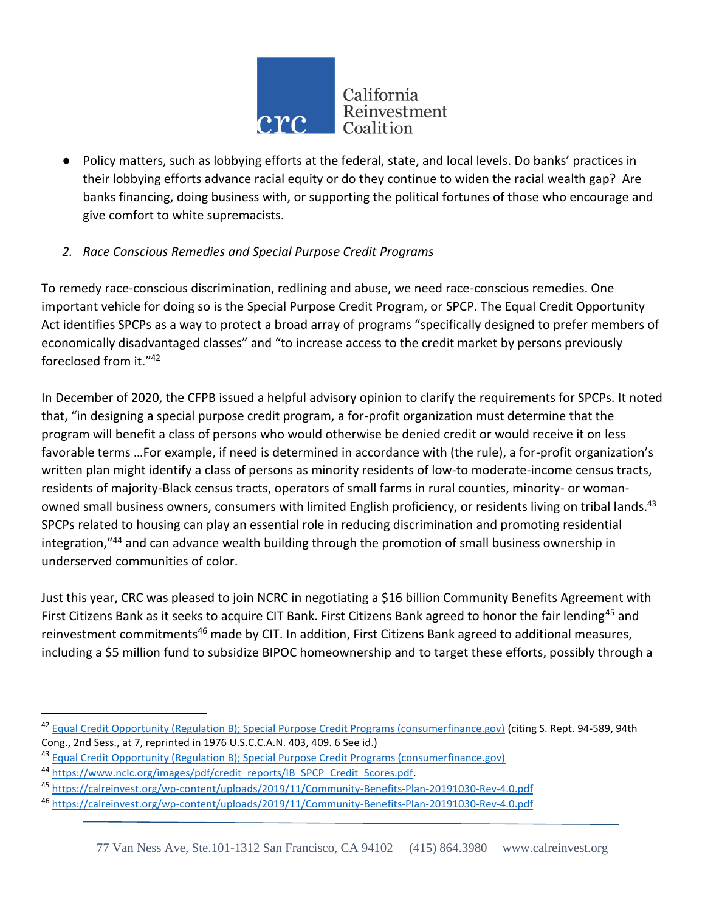- Policy matters, such as lobbying efforts at the federal, state, and local levels. Do banks' practices in their lobbying efforts advance racial equity or do they continue to widen the racial wealth gap? Are banks financing, doing business with, or supporting the political fortunes of those who encourage and give comfort to white supremacists.

*2. Race Conscious Remedies and Special Purpose Credit Programs*

To remedy race-conscious discrimination, redlining and abuse, we need race-conscious remedies. One important vehicle for doing so is the Special Purpose Credit Program, or SPCP. The Equal Credit Opportunity Act identifies SPCPs as a way to protect a broad array of programs "specifically designed to prefer members of economically disadvantaged classes" and "to increase access to the credit market by persons previously foreclosed from it."[42]

In December of 2020, the CFPB issued a helpful advisory opinion to clarify the requirements for SPCPs. It noted that, "in designing a special purpose credit program, a for-profit organization must determine that the program will benefit a class of persons who would otherwise be denied credit or would receive it on less favorable terms …For example, if need is determined in accordance with (the rule), a for-profit organization's written plan might identify a class of persons as minority residents of low-to moderate-income census tracts, residents of majority-Black census tracts, operators of small farms in rural counties, minority- or woman-owned small business owners, consumers with limited English proficiency, or residents living on tribal lands.[43] SPCPs related to housing can play an essential role in reducing discrimination and promoting residential integration,"[44] and can advance wealth building through the promotion of small business ownership in underserved communities of color.

Just this year, CRC was pleased to join NCRC in negotiating a $16 billion Community Benefits Agreement with First Citizens Bank as it seeks to acquire CIT Bank. First Citizens Bank agreed to honor the fair lending[45] and reinvestment commitments[46] made by CIT. In addition, First Citizens Bank agreed to additional measures, including a $5 million fund to subsidize BIPOC homeownership and to target these efforts, possibly through a

---

[42] Equal Credit Opportunity (Regulation B); Special Purpose Credit Programs (consumerfinance.gov) (citing S. Rept. 94-589, 94th Cong., 2nd Sess., at 7, reprinted in 1976 U.S.C.C.A.N. 403, 409. 6 See id.)

[43] Equal Credit Opportunity (Regulation B); Special Purpose Credit Programs (consumerfinance.gov)

[44] https://www.nclc.org/images/pdf/credit_reports/IB_SPCP_Credit_Scores.pdf.

[45] https://calreinvest.org/wp-content/uploads/2019/11/Community-Benefits-Plan-20191030-Rev-4.0.pdf

[46] https://calreinvest.org/wp-content/uploads/2019/11/Community-Benefits-Plan-20191030-Rev-4.0.pdf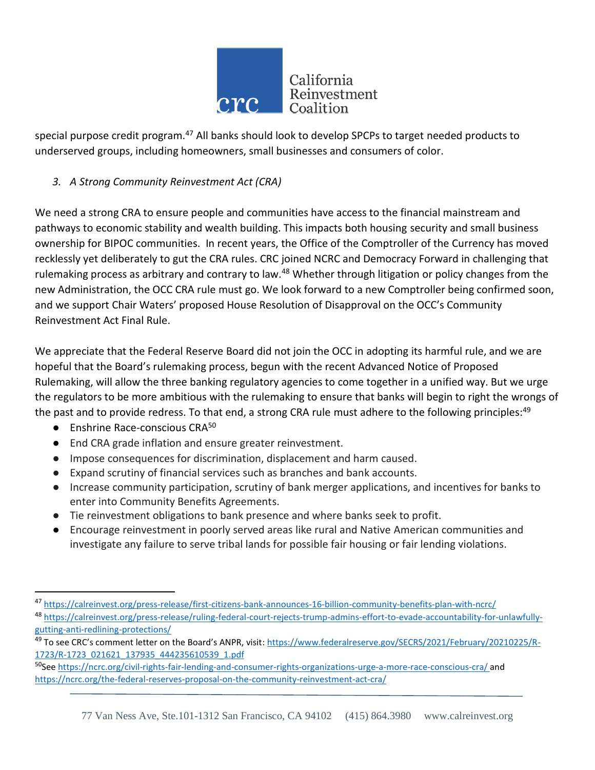special purpose credit program.[47] All banks should look to develop SPCPs to target needed products to underserved groups, including homeowners, small businesses and consumers of color.

*3. A Strong Community Reinvestment Act (CRA)*

We need a strong CRA to ensure people and communities have access to the financial mainstream and pathways to economic stability and wealth building. This impacts both housing security and small business ownership for BIPOC communities. In recent years, the Office of the Comptroller of the Currency has moved recklessly yet deliberately to gut the CRA rules. CRC joined NCRC and Democracy Forward in challenging that rulemaking process as arbitrary and contrary to law.[48] Whether through litigation or policy changes from the new Administration, the OCC CRA rule must go. We look forward to a new Comptroller being confirmed soon, and we support Chair Waters' proposed House Resolution of Disapproval on the OCC's Community Reinvestment Act Final Rule.

We appreciate that the Federal Reserve Board did not join the OCC in adopting its harmful rule, and we are hopeful that the Board's rulemaking process, begun with the recent Advanced Notice of Proposed Rulemaking, will allow the three banking regulatory agencies to come together in a unified way. But we urge the regulators to be more ambitious with the rulemaking to ensure that banks will begin to right the wrongs of the past and to provide redress. To that end, a strong CRA rule must adhere to the following principles:[49]

- Enshrine Race-conscious CRA[50]
- End CRA grade inflation and ensure greater reinvestment.
- Impose consequences for discrimination, displacement and harm caused.
- Expand scrutiny of financial services such as branches and bank accounts.
- Increase community participation, scrutiny of bank merger applications, and incentives for banks to enter into Community Benefits Agreements.
- Tie reinvestment obligations to bank presence and where banks seek to profit.
- Encourage reinvestment in poorly served areas like rural and Native American communities and investigate any failure to serve tribal lands for possible fair housing or fair lending violations.

---

[47] https://calreinvest.org/press-release/first-citizens-bank-announces-16-billion-community-benefits-plan-with-ncrc/

[48] https://calreinvest.org/press-release/ruling-federal-court-rejects-trump-admins-effort-to-evade-accountability-for-unlawfully-gutting-anti-redlining-protections/

[49] To see CRC's comment letter on the Board's ANPR, visit: https://www.federalreserve.gov/SECRS/2021/February/20210225/R-1723/R-1723_021621_137935_444235610539_1.pdf

[50] See https://ncrc.org/civil-rights-fair-lending-and-consumer-rights-organizations-urge-a-more-race-conscious-cra/ and https://ncrc.org/the-federal-reserves-proposal-on-the-community-reinvestment-act-cra/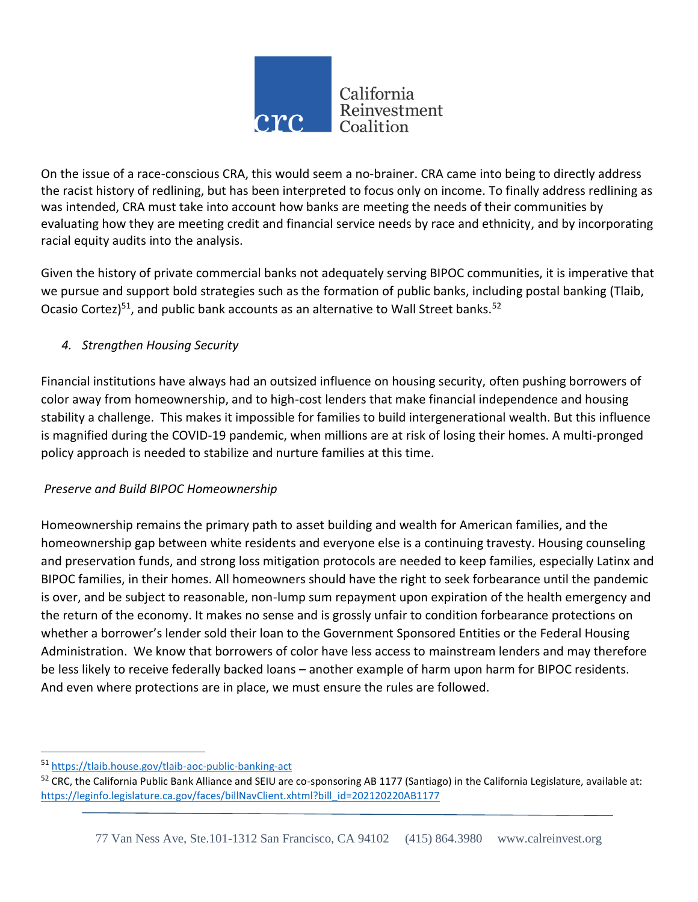On the issue of a race-conscious CRA, this would seem a no-brainer. CRA came into being to directly address the racist history of redlining, but has been interpreted to focus only on income. To finally address redlining as was intended, CRA must take into account how banks are meeting the needs of their communities by evaluating how they are meeting credit and financial service needs by race and ethnicity, and by incorporating racial equity audits into the analysis.

Given the history of private commercial banks not adequately serving BIPOC communities, it is imperative that we pursue and support bold strategies such as the formation of public banks, including postal banking (Tlaib, Ocasio Cortez)[51], and public bank accounts as an alternative to Wall Street banks.[52]

### *4. Strengthen Housing Security*

Financial institutions have always had an outsized influence on housing security, often pushing borrowers of color away from homeownership, and to high-cost lenders that make financial independence and housing stability a challenge. This makes it impossible for families to build intergenerational wealth. But this influence is magnified during the COVID-19 pandemic, when millions are at risk of losing their homes. A multi-pronged policy approach is needed to stabilize and nurture families at this time.

#### *Preserve and Build BIPOC Homeownership*

Homeownership remains the primary path to asset building and wealth for American families, and the homeownership gap between white residents and everyone else is a continuing travesty. Housing counseling and preservation funds, and strong loss mitigation protocols are needed to keep families, especially Latinx and BIPOC families, in their homes. All homeowners should have the right to seek forbearance until the pandemic is over, and be subject to reasonable, non-lump sum repayment upon expiration of the health emergency and the return of the economy. It makes no sense and is grossly unfair to condition forbearance protections on whether a borrower's lender sold their loan to the Government Sponsored Entities or the Federal Housing Administration. We know that borrowers of color have less access to mainstream lenders and may therefore be less likely to receive federally backed loans – another example of harm upon harm for BIPOC residents. And even where protections are in place, we must ensure the rules are followed.

---

[51] https://tlaib.house.gov/tlaib-aoc-public-banking-act

[52] CRC, the California Public Bank Alliance and SEIU are co-sponsoring AB 1177 (Santiago) in the California Legislature, available at: https://leginfo.legislature.ca.gov/faces/billNavClient.xhtml?bill_id=202120220AB1177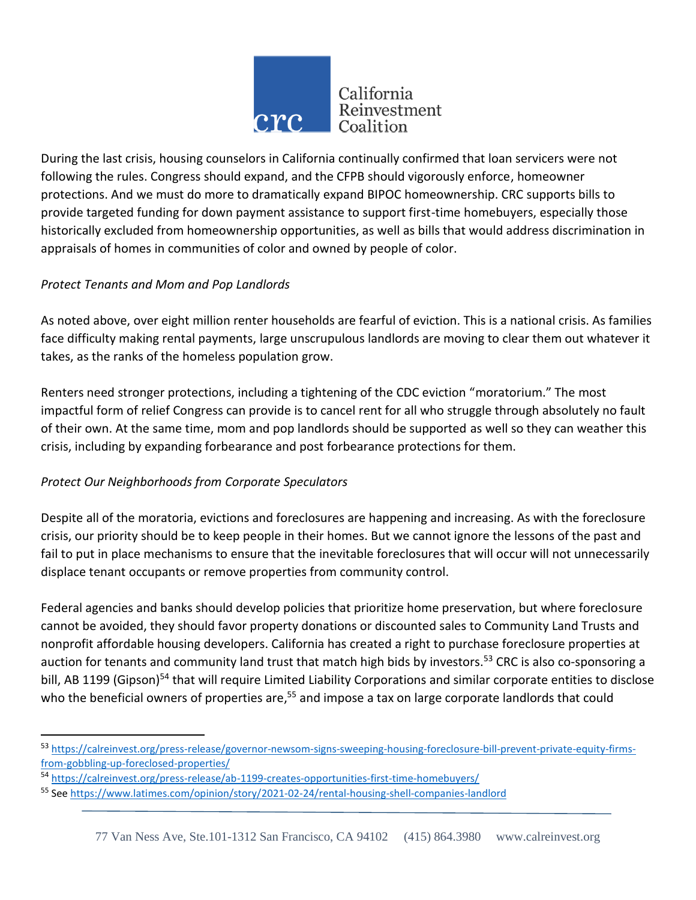During the last crisis, housing counselors in California continually confirmed that loan servicers were not following the rules. Congress should expand, and the CFPB should vigorously enforce, homeowner protections. And we must do more to dramatically expand BIPOC homeownership. CRC supports bills to provide targeted funding for down payment assistance to support first-time homebuyers, especially those historically excluded from homeownership opportunities, as well as bills that would address discrimination in appraisals of homes in communities of color and owned by people of color.

*Protect Tenants and Mom and Pop Landlords*

As noted above, over eight million renter households are fearful of eviction. This is a national crisis. As families face difficulty making rental payments, large unscrupulous landlords are moving to clear them out whatever it takes, as the ranks of the homeless population grow.

Renters need stronger protections, including a tightening of the CDC eviction "moratorium." The most impactful form of relief Congress can provide is to cancel rent for all who struggle through absolutely no fault of their own. At the same time, mom and pop landlords should be supported as well so they can weather this crisis, including by expanding forbearance and post forbearance protections for them.

*Protect Our Neighborhoods from Corporate Speculators*

Despite all of the moratoria, evictions and foreclosures are happening and increasing. As with the foreclosure crisis, our priority should be to keep people in their homes. But we cannot ignore the lessons of the past and fail to put in place mechanisms to ensure that the inevitable foreclosures that will occur will not unnecessarily displace tenant occupants or remove properties from community control.

Federal agencies and banks should develop policies that prioritize home preservation, but where foreclosure cannot be avoided, they should favor property donations or discounted sales to Community Land Trusts and nonprofit affordable housing developers. California has created a right to purchase foreclosure properties at auction for tenants and community land trust that match high bids by investors.[53] CRC is also co-sponsoring a bill, AB 1199 (Gipson)[54] that will require Limited Liability Corporations and similar corporate entities to disclose who the beneficial owners of properties are,[55] and impose a tax on large corporate landlords that could

---

[53] https://calreinvest.org/press-release/governor-newsom-signs-sweeping-housing-foreclosure-bill-prevent-private-equity-firms-from-gobbling-up-foreclosed-properties/

[54] https://calreinvest.org/press-release/ab-1199-creates-opportunities-first-time-homebuyers/

[55] See https://www.latimes.com/opinion/story/2021-02-24/rental-housing-shell-companies-landlord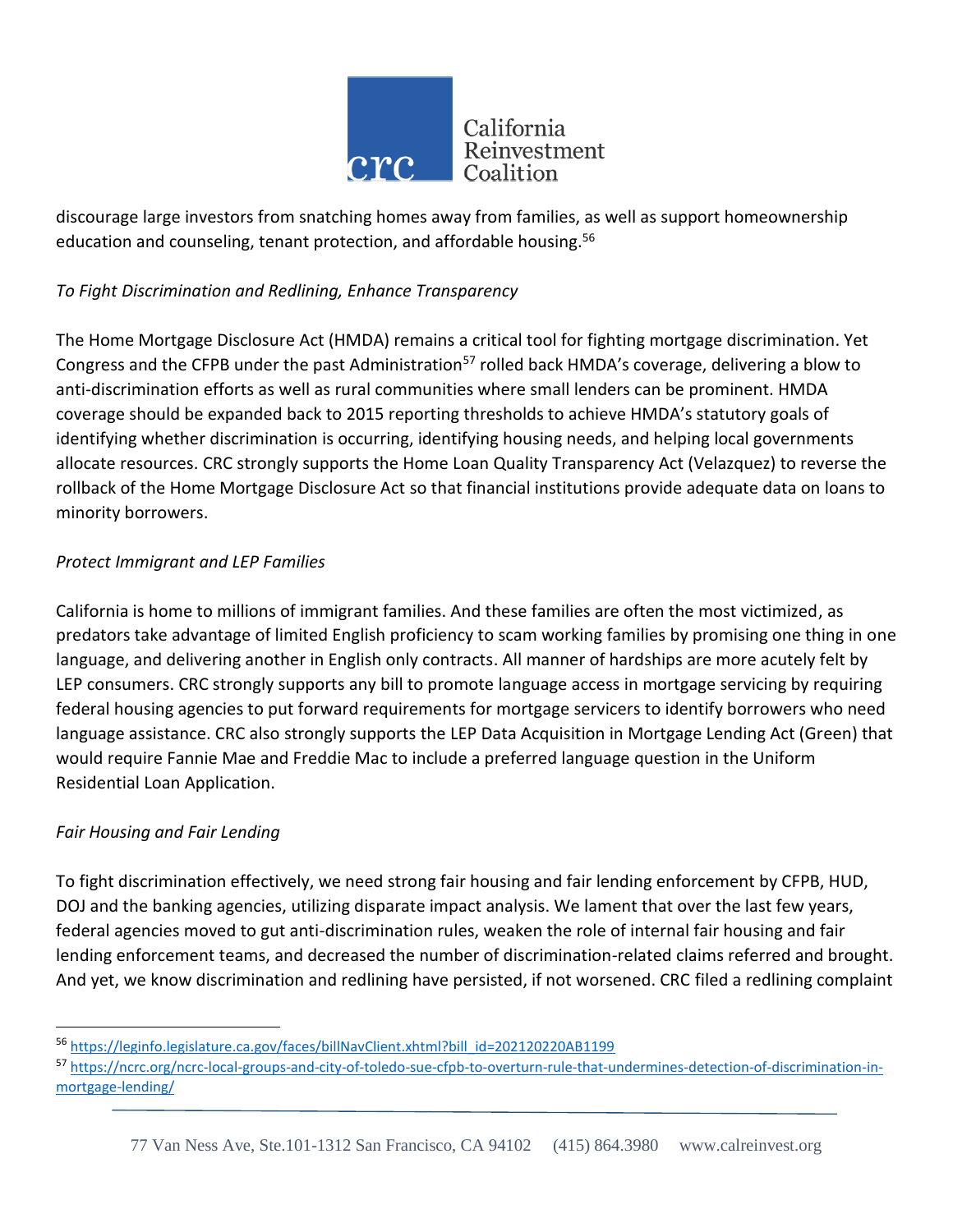discourage large investors from snatching homes away from families, as well as support homeownership education and counseling, tenant protection, and affordable housing.[56]

*To Fight Discrimination and Redlining, Enhance Transparency*

The Home Mortgage Disclosure Act (HMDA) remains a critical tool for fighting mortgage discrimination. Yet Congress and the CFPB under the past Administration[57] rolled back HMDA's coverage, delivering a blow to anti-discrimination efforts as well as rural communities where small lenders can be prominent. HMDA coverage should be expanded back to 2015 reporting thresholds to achieve HMDA's statutory goals of identifying whether discrimination is occurring, identifying housing needs, and helping local governments allocate resources. CRC strongly supports the Home Loan Quality Transparency Act (Velazquez) to reverse the rollback of the Home Mortgage Disclosure Act so that financial institutions provide adequate data on loans to minority borrowers.

*Protect Immigrant and LEP Families*

California is home to millions of immigrant families. And these families are often the most victimized, as predators take advantage of limited English proficiency to scam working families by promising one thing in one language, and delivering another in English only contracts. All manner of hardships are more acutely felt by LEP consumers. CRC strongly supports any bill to promote language access in mortgage servicing by requiring federal housing agencies to put forward requirements for mortgage servicers to identify borrowers who need language assistance. CRC also strongly supports the LEP Data Acquisition in Mortgage Lending Act (Green) that would require Fannie Mae and Freddie Mac to include a preferred language question in the Uniform Residential Loan Application.

*Fair Housing and Fair Lending*

To fight discrimination effectively, we need strong fair housing and fair lending enforcement by CFPB, HUD, DOJ and the banking agencies, utilizing disparate impact analysis. We lament that over the last few years, federal agencies moved to gut anti-discrimination rules, weaken the role of internal fair housing and fair lending enforcement teams, and decreased the number of discrimination-related claims referred and brought. And yet, we know discrimination and redlining have persisted, if not worsened. CRC filed a redlining complaint

---

[56] https://leginfo.legislature.ca.gov/faces/billNavClient.xhtml?bill_id=202120220AB1199

[57] https://ncrc.org/ncrc-local-groups-and-city-of-toledo-sue-cfpb-to-overturn-rule-that-undermines-detection-of-discrimination-in-mortgage-lending/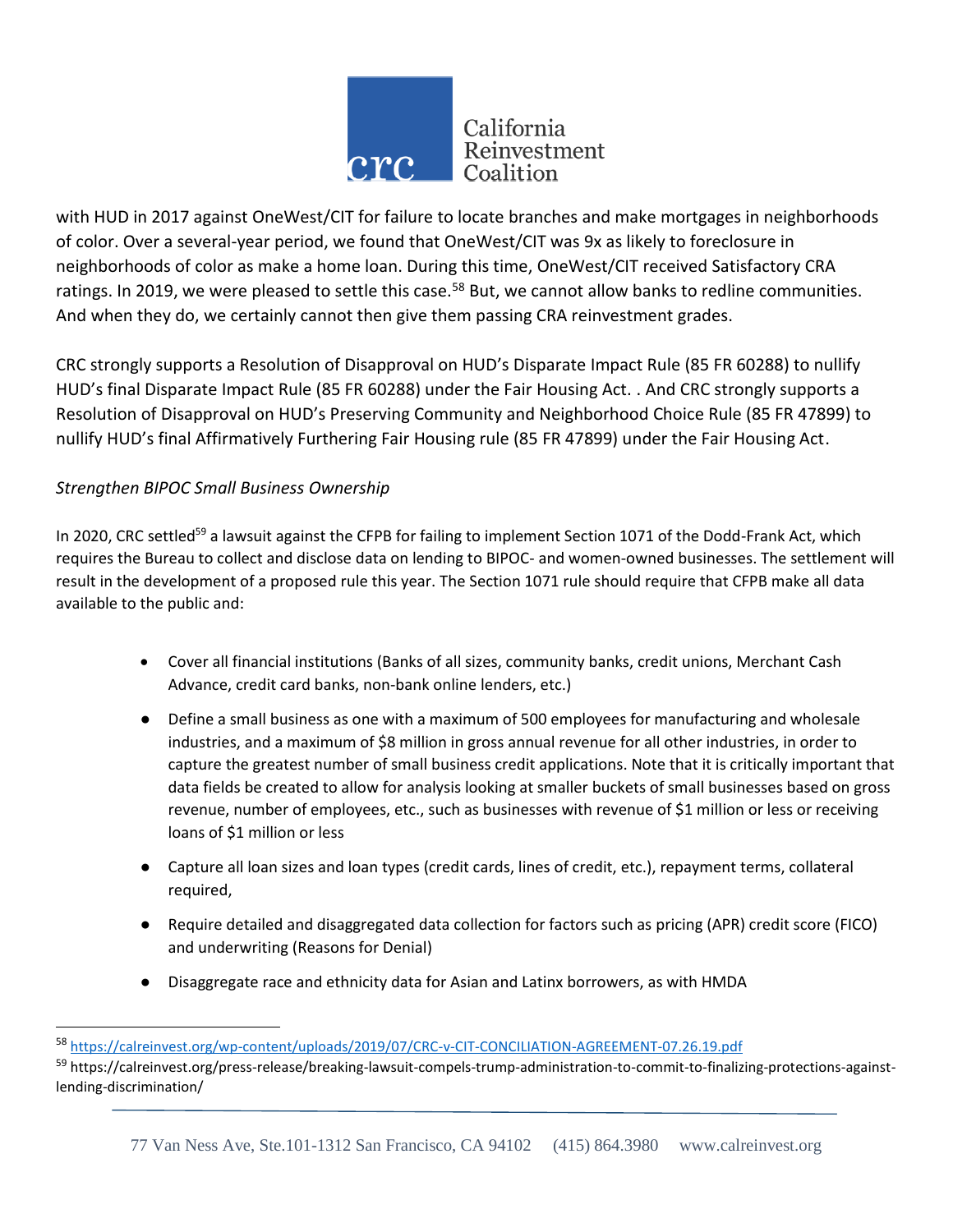with HUD in 2017 against OneWest/CIT for failure to locate branches and make mortgages in neighborhoods of color. Over a several-year period, we found that OneWest/CIT was 9x as likely to foreclosure in neighborhoods of color as make a home loan. During this time, OneWest/CIT received Satisfactory CRA ratings. In 2019, we were pleased to settle this case.[58] But, we cannot allow banks to redline communities. And when they do, we certainly cannot then give them passing CRA reinvestment grades.

CRC strongly supports a Resolution of Disapproval on HUD's Disparate Impact Rule (85 FR 60288) to nullify HUD's final Disparate Impact Rule (85 FR 60288) under the Fair Housing Act. . And CRC strongly supports a Resolution of Disapproval on HUD's Preserving Community and Neighborhood Choice Rule (85 FR 47899) to nullify HUD's final Affirmatively Furthering Fair Housing rule (85 FR 47899) under the Fair Housing Act.

*Strengthen BIPOC Small Business Ownership*

In 2020, CRC settled[59] a lawsuit against the CFPB for failing to implement Section 1071 of the Dodd-Frank Act, which requires the Bureau to collect and disclose data on lending to BIPOC- and women-owned businesses. The settlement will result in the development of a proposed rule this year. The Section 1071 rule should require that CFPB make all data available to the public and:

- Cover all financial institutions (Banks of all sizes, community banks, credit unions, Merchant Cash Advance, credit card banks, non-bank online lenders, etc.)
- Define a small business as one with a maximum of 500 employees for manufacturing and wholesale industries, and a maximum of $8 million in gross annual revenue for all other industries, in order to capture the greatest number of small business credit applications. Note that it is critically important that data fields be created to allow for analysis looking at smaller buckets of small businesses based on gross revenue, number of employees, etc., such as businesses with revenue of $1 million or less or receiving loans of $1 million or less
- Capture all loan sizes and loan types (credit cards, lines of credit, etc.), repayment terms, collateral required,
- Require detailed and disaggregated data collection for factors such as pricing (APR) credit score (FICO) and underwriting (Reasons for Denial)
- Disaggregate race and ethnicity data for Asian and Latinx borrowers, as with HMDA

---

[58] https://calreinvest.org/wp-content/uploads/2019/07/CRC-v-CIT-CONCILIATION-AGREEMENT-07.26.19.pdf

[59] https://calreinvest.org/press-release/breaking-lawsuit-compels-trump-administration-to-commit-to-finalizing-protections-against-lending-discrimination/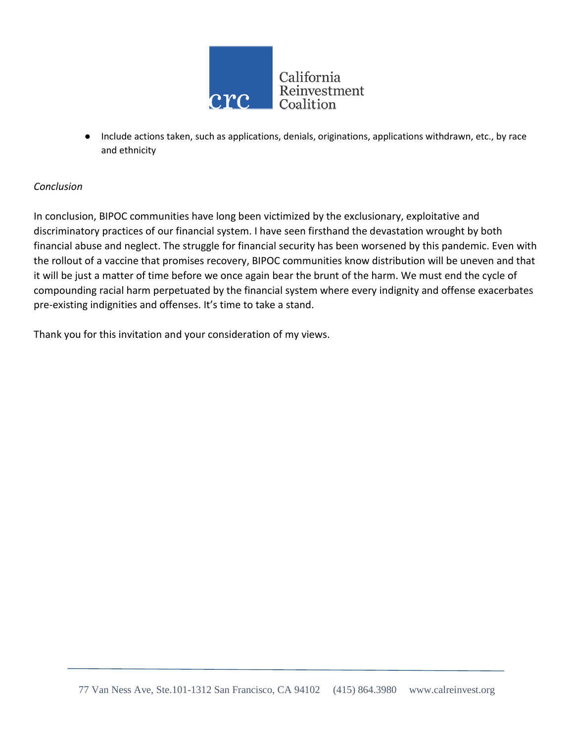- Include actions taken, such as applications, denials, originations, applications withdrawn, etc., by race and ethnicity

*Conclusion*

In conclusion, BIPOC communities have long been victimized by the exclusionary, exploitative and discriminatory practices of our financial system. I have seen firsthand the devastation wrought by both financial abuse and neglect. The struggle for financial security has been worsened by this pandemic. Even with the rollout of a vaccine that promises recovery, BIPOC communities know distribution will be uneven and that it will be just a matter of time before we once again bear the brunt of the harm. We must end the cycle of compounding racial harm perpetuated by the financial system where every indignity and offense exacerbates pre-existing indignities and offenses. It's time to take a stand.

Thank you for this invitation and your consideration of my views.